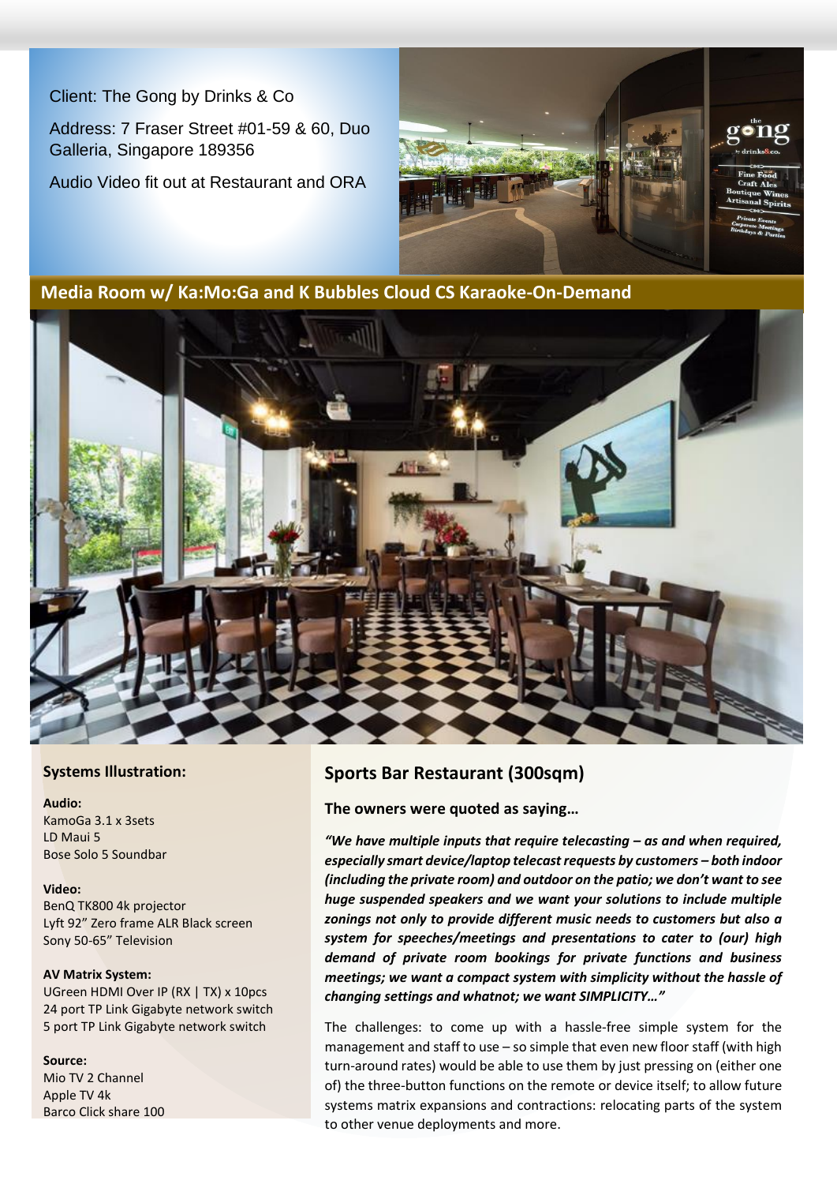Client: The Gong by Drinks & Co

Address: 7 Fraser Street #01-59 & 60, Duo Galleria, Singapore 189356

Audio Video fit out at Restaurant and ORA

## Media Room w/ Ka:Mo:Ga and K Bubbles Cloud CS Karaoke-On-Demand

### Systems Illustration:

**Audio:**
KamoGa 3.1 x 3sets
LD Maui 5
Bose Solo 5 Soundbar

**Video:**
BenQ TK800 4k projector
Lyft 92" Zero frame ALR Black screen
Sony 50-65" Television

**AV Matrix System:**
UGreen HDMI Over IP (RX | TX) x 10pcs
24 port TP Link Gigabyte network switch
5 port TP Link Gigabyte network switch

**Source:**
Mio TV 2 Channel
Apple TV 4k
Barco Click share 100

## Sports Bar Restaurant (300sqm)

**The owners were quoted as saying…**

***"We have multiple inputs that require telecasting – as and when required, especially smart device/laptop telecast requests by customers – both indoor (including the private room) and outdoor on the patio; we don't want to see huge suspended speakers and we want your solutions to include multiple zonings not only to provide different music needs to customers but also a system for speeches/meetings and presentations to cater to (our) high demand of private room bookings for private functions and business meetings; we want a compact system with simplicity without the hassle of changing settings and whatnot; we want SIMPLICITY…"***

The challenges: to come up with a hassle-free simple system for the management and staff to use – so simple that even new floor staff (with high turn-around rates) would be able to use them by just pressing on (either one of) the three-button functions on the remote or device itself; to allow future systems matrix expansions and contractions: relocating parts of the system to other venue deployments and more.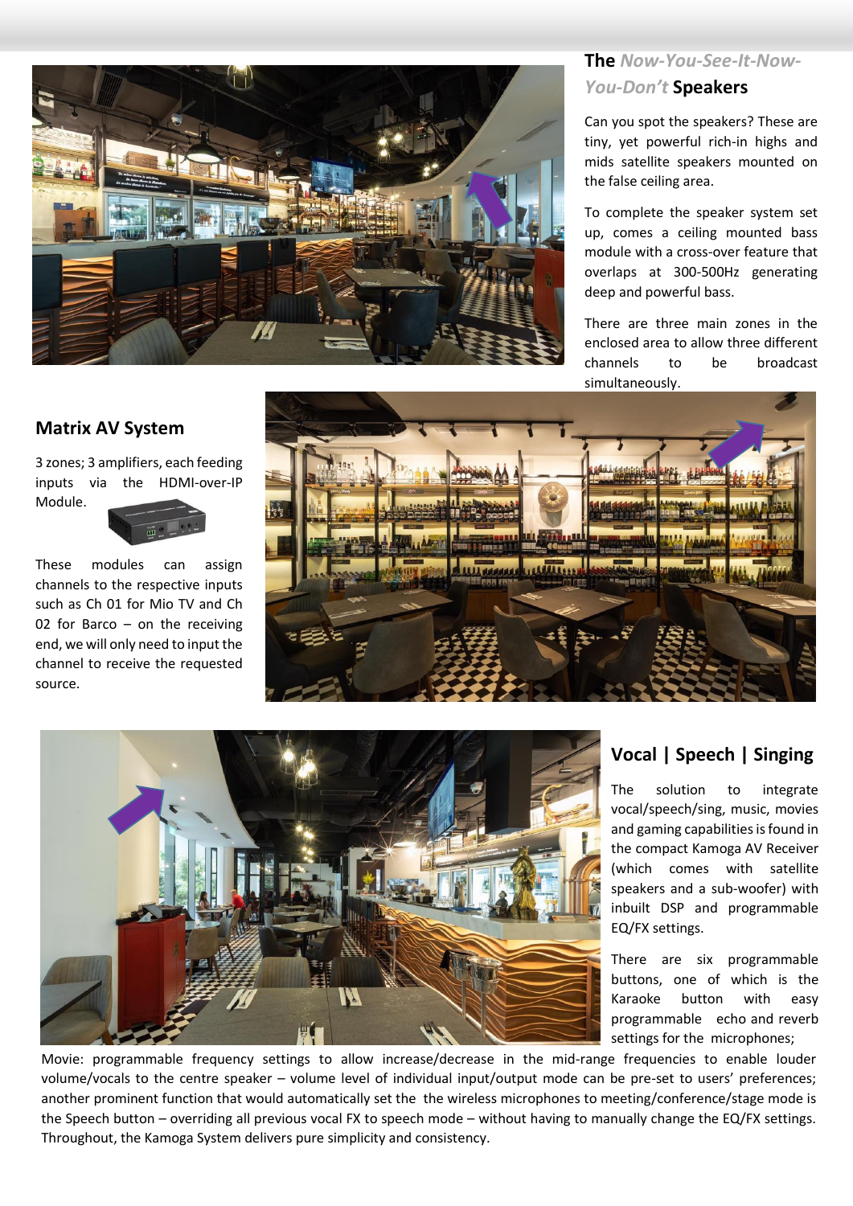## The *Now-You-See-It-Now-You-Don't* Speakers

Can you spot the speakers? These are tiny, yet powerful rich-in highs and mids satellite speakers mounted on the false ceiling area.

To complete the speaker system set up, comes a ceiling mounted bass module with a cross-over feature that overlaps at 300-500Hz generating deep and powerful bass.

There are three main zones in the enclosed area to allow three different channels to be broadcast simultaneously.

## Matrix AV System

3 zones; 3 amplifiers, each feeding inputs via the HDMI-over-IP Module.

These modules can assign channels to the respective inputs such as Ch 01 for Mio TV and Ch 02 for Barco – on the receiving end, we will only need to input the channel to receive the requested source.

## Vocal | Speech | Singing

The solution to integrate vocal/speech/sing, music, movies and gaming capabilities is found in the compact Kamoga AV Receiver (which comes with satellite speakers and a sub-woofer) with inbuilt DSP and programmable EQ/FX settings.

There are six programmable buttons, one of which is the Karaoke button with easy programmable echo and reverb settings for the microphones; Movie: programmable frequency settings to allow increase/decrease in the mid-range frequencies to enable louder volume/vocals to the centre speaker – volume level of individual input/output mode can be pre-set to users' preferences; another prominent function that would automatically set the the wireless microphones to meeting/conference/stage mode is the Speech button – overriding all previous vocal FX to speech mode – without having to manually change the EQ/FX settings. Throughout, the Kamoga System delivers pure simplicity and consistency.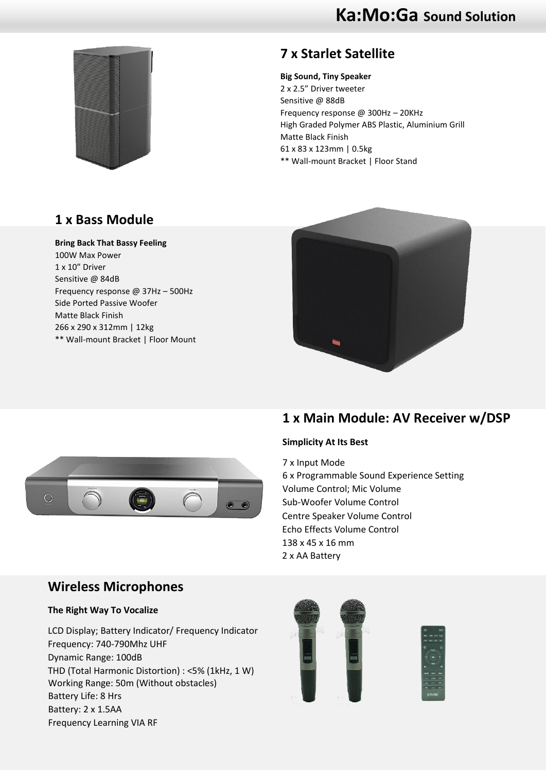# Ka:Mo:Ga Sound Solution

## 7 x Starlet Satellite

**Big Sound, Tiny Speaker**

2 x 2.5" Driver tweeter
Sensitive @ 88dB
Frequency response @ 300Hz – 20KHz
High Graded Polymer ABS Plastic, Aluminium Grill
Matte Black Finish
61 x 83 x 123mm | 0.5kg
** Wall-mount Bracket | Floor Stand

## 1 x Bass Module

**Bring Back That Bassy Feeling**

100W Max Power
1 x 10" Driver
Sensitive @ 84dB
Frequency response @ 37Hz – 500Hz
Side Ported Passive Woofer
Matte Black Finish
266 x 290 x 312mm | 12kg
** Wall-mount Bracket | Floor Mount

## 1 x Main Module: AV Receiver w/DSP

**Simplicity At Its Best**

7 x Input Mode
6 x Programmable Sound Experience Setting
Volume Control; Mic Volume
Sub-Woofer Volume Control
Centre Speaker Volume Control
Echo Effects Volume Control
138 x 45 x 16 mm
2 x AA Battery

## Wireless Microphones

**The Right Way To Vocalize**

LCD Display; Battery Indicator/ Frequency Indicator
Frequency: 740-790Mhz UHF
Dynamic Range: 100dB
THD (Total Harmonic Distortion) : <5% (1kHz, 1 W)
Working Range: 50m (Without obstacles)
Battery Life: 8 Hrs
Battery: 2 x 1.5AA
Frequency Learning VIA RF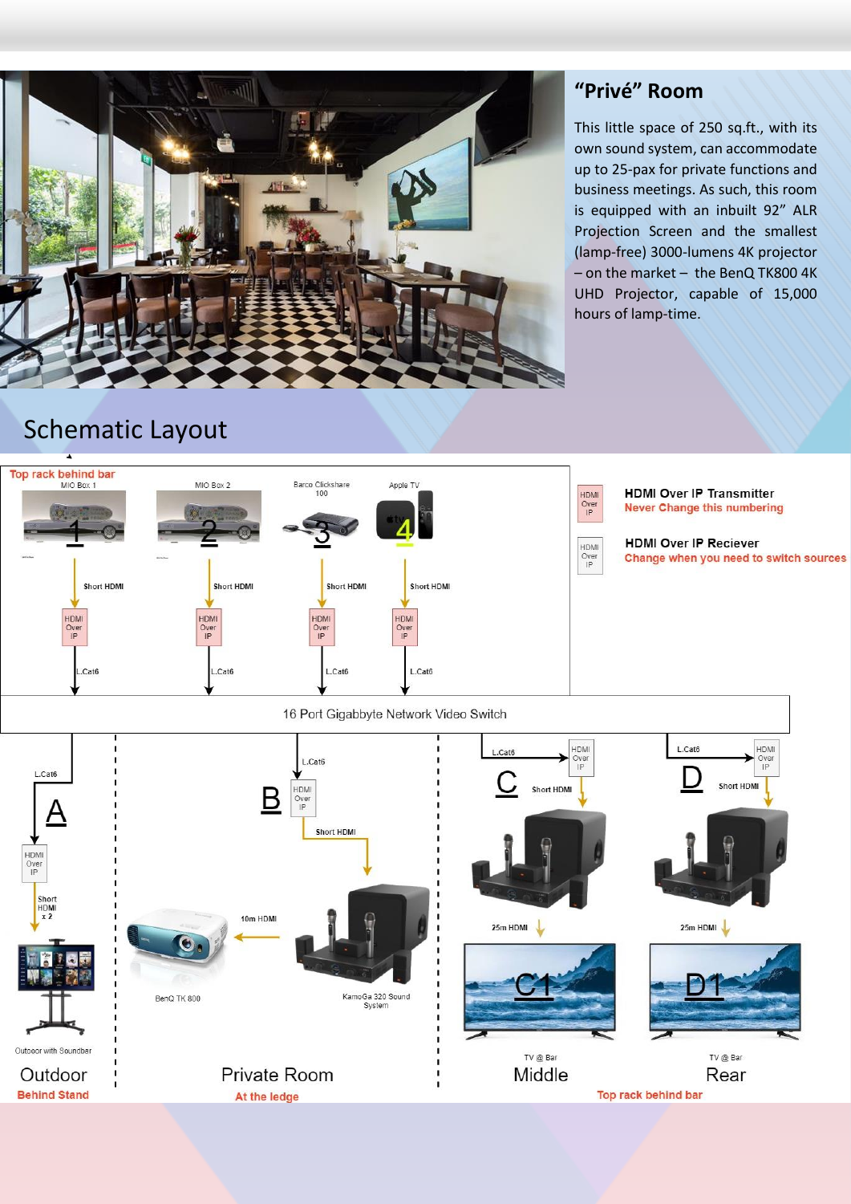## "Privé" Room

This little space of 250 sq.ft., with its own sound system, can accommodate up to 25-pax for private functions and business meetings. As such, this room is equipped with an inbuilt 92" ALR Projection Screen and the smallest (lamp-free) 3000-lumens 4K projector – on the market – the BenQ TK800 4K UHD Projector, capable of 15,000 hours of lamp-time.

## Schematic Layout

Top rack behind bar

MIO Box 1

MIO Box 2

Barco Clickshare 100

Apple TV

1

2

3

4

Short HDMI

HDMI Over IP

L.Cat6

16 Port Gigabbyte Network Video Switch

HDMI Over IP Transmitter
Never Change this numbering

HDMI Over IP Reciever
Change when you need to switch sources

A

L.Cat6

HDMI Over IP

Short HDMI x 2

Outdoor with Soundbar

Outdoor

Behind Stand

B

L.Cat6

HDMI Over IP

Short HDMI

10m HDMI

BenQ TK 800

KamoGa 320 Sound System

Private Room

At the ledge

C

L.Cat6

HDMI Over IP

Short HDMI

25m HDMI

C1

TV @ Bar

Middle

D

L.Cat6

HDMI Over IP

Short HDMI

25m HDMI

D1

TV @ Bar

Rear

Top rack behind bar